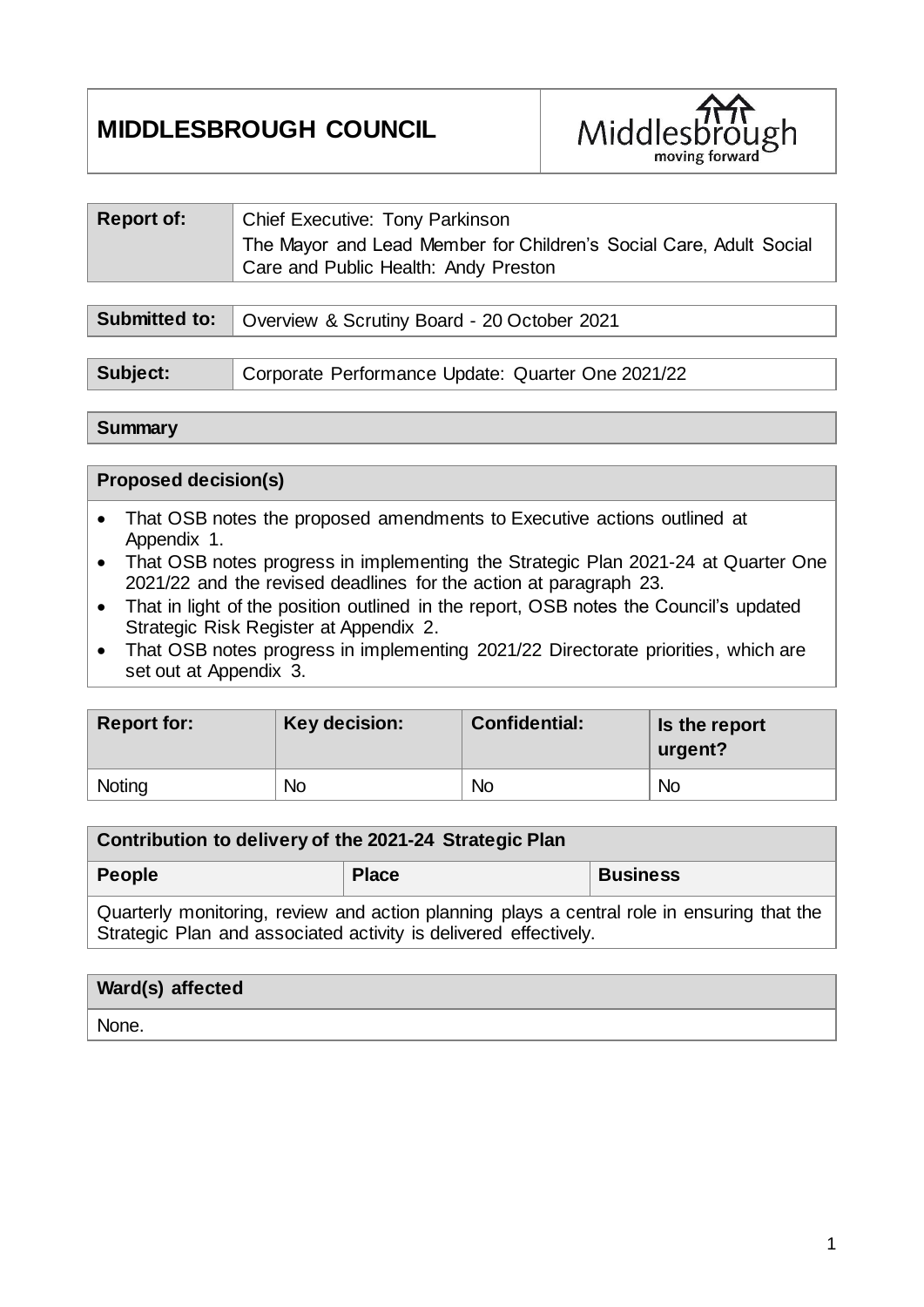# MIDDLESBROUGH COUNCIL

| Report of: | Chief Executive: Tony Parkinson<br>The Mayor and Lead Member for Children's Social Care, Adult Social Care and Public Health: Andy Preston |
|---|---|

| Submitted to: | Overview & Scrutiny Board - 20 October 2021 |
|---|---|

| Subject: | Corporate Performance Update: Quarter One 2021/22 |
|---|---|

**Summary**

**Proposed decision(s)**

- That OSB notes the proposed amendments to Executive actions outlined at Appendix 1.
- That OSB notes progress in implementing the Strategic Plan 2021-24 at Quarter One 2021/22 and the revised deadlines for the action at paragraph 23.
- That in light of the position outlined in the report, OSB notes the Council's updated Strategic Risk Register at Appendix 2.
- That OSB notes progress in implementing 2021/22 Directorate priorities, which are set out at Appendix 3.

| Report for: | Key decision: | Confidential: | Is the report urgent? |
|---|---|---|---|
| Noting | No | No | No |

| Contribution to delivery of the 2021-24 Strategic Plan | | |
|---|---|---|
| **People** | **Place** | **Business** |
| Quarterly monitoring, review and action planning plays a central role in ensuring that the Strategic Plan and associated activity is delivered effectively. | | |

| Ward(s) affected |
|---|
| None. |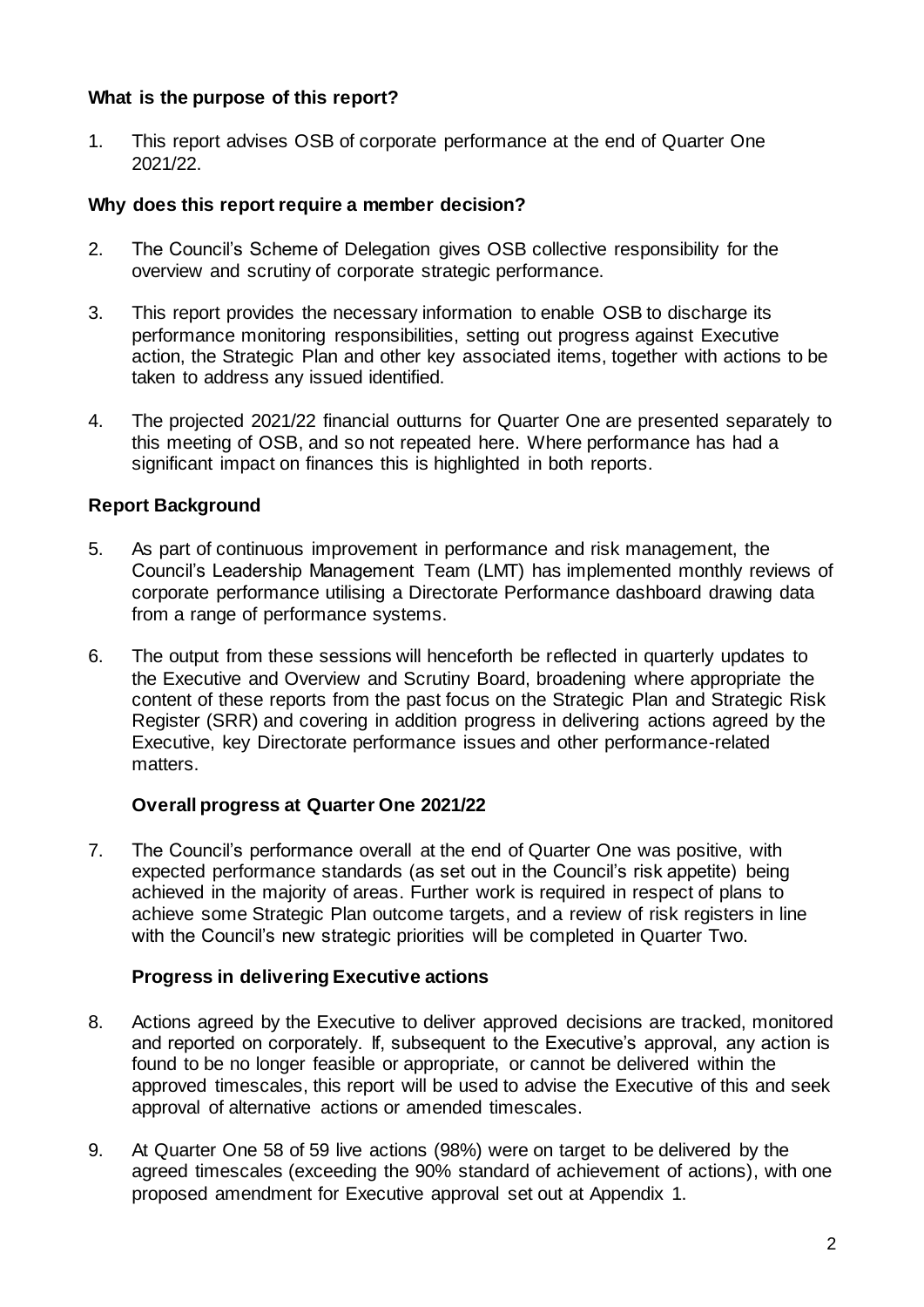## What is the purpose of this report?

1. This report advises OSB of corporate performance at the end of Quarter One 2021/22.

## Why does this report require a member decision?

2. The Council's Scheme of Delegation gives OSB collective responsibility for the overview and scrutiny of corporate strategic performance.

3. This report provides the necessary information to enable OSB to discharge its performance monitoring responsibilities, setting out progress against Executive action, the Strategic Plan and other key associated items, together with actions to be taken to address any issued identified.

4. The projected 2021/22 financial outturns for Quarter One are presented separately to this meeting of OSB, and so not repeated here. Where performance has had a significant impact on finances this is highlighted in both reports.

## Report Background

5. As part of continuous improvement in performance and risk management, the Council's Leadership Management Team (LMT) has implemented monthly reviews of corporate performance utilising a Directorate Performance dashboard drawing data from a range of performance systems.

6. The output from these sessions will henceforth be reflected in quarterly updates to the Executive and Overview and Scrutiny Board, broadening where appropriate the content of these reports from the past focus on the Strategic Plan and Strategic Risk Register (SRR) and covering in addition progress in delivering actions agreed by the Executive, key Directorate performance issues and other performance-related matters.

### Overall progress at Quarter One 2021/22

7. The Council's performance overall at the end of Quarter One was positive, with expected performance standards (as set out in the Council's risk appetite) being achieved in the majority of areas. Further work is required in respect of plans to achieve some Strategic Plan outcome targets, and a review of risk registers in line with the Council's new strategic priorities will be completed in Quarter Two.

### Progress in delivering Executive actions

8. Actions agreed by the Executive to deliver approved decisions are tracked, monitored and reported on corporately. If, subsequent to the Executive's approval, any action is found to be no longer feasible or appropriate, or cannot be delivered within the approved timescales, this report will be used to advise the Executive of this and seek approval of alternative actions or amended timescales.

9. At Quarter One 58 of 59 live actions (98%) were on target to be delivered by the agreed timescales (exceeding the 90% standard of achievement of actions), with one proposed amendment for Executive approval set out at Appendix 1.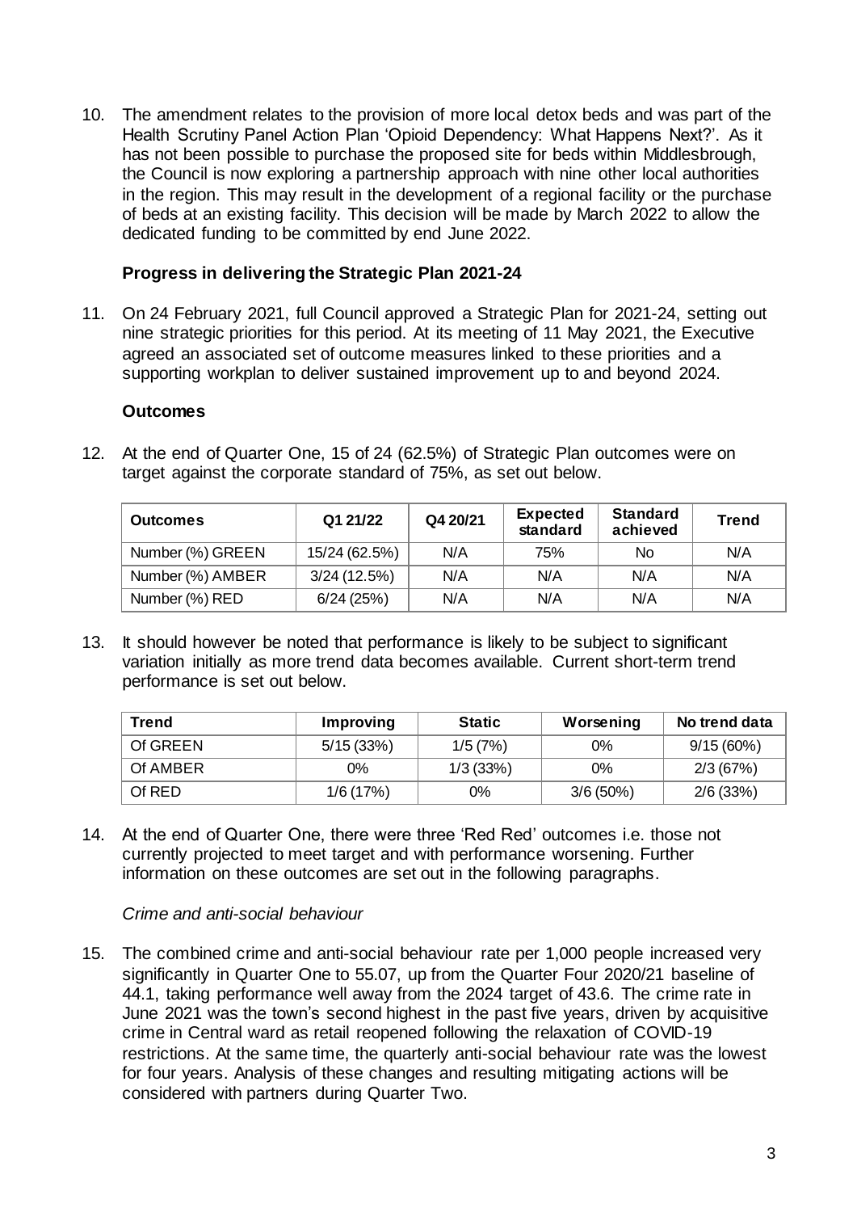10. The amendment relates to the provision of more local detox beds and was part of the Health Scrutiny Panel Action Plan 'Opioid Dependency: What Happens Next?'. As it has not been possible to purchase the proposed site for beds within Middlesbrough, the Council is now exploring a partnership approach with nine other local authorities in the region. This may result in the development of a regional facility or the purchase of beds at an existing facility. This decision will be made by March 2022 to allow the dedicated funding to be committed by end June 2022.

### Progress in delivering the Strategic Plan 2021-24

11. On 24 February 2021, full Council approved a Strategic Plan for 2021-24, setting out nine strategic priorities for this period. At its meeting of 11 May 2021, the Executive agreed an associated set of outcome measures linked to these priorities and a supporting workplan to deliver sustained improvement up to and beyond 2024.

### Outcomes

12. At the end of Quarter One, 15 of 24 (62.5%) of Strategic Plan outcomes were on target against the corporate standard of 75%, as set out below.

| Outcomes | Q1 21/22 | Q4 20/21 | Expected standard | Standard achieved | Trend |
|---|---|---|---|---|---|
| Number (%) GREEN | 15/24 (62.5%) | N/A | 75% | No | N/A |
| Number (%) AMBER | 3/24 (12.5%) | N/A | N/A | N/A | N/A |
| Number (%) RED | 6/24 (25%) | N/A | N/A | N/A | N/A |

13. It should however be noted that performance is likely to be subject to significant variation initially as more trend data becomes available. Current short-term trend performance is set out below.

| Trend | Improving | Static | Worsening | No trend data |
|---|---|---|---|---|
| Of GREEN | 5/15 (33%) | 1/5 (7%) | 0% | 9/15 (60%) |
| Of AMBER | 0% | 1/3 (33%) | 0% | 2/3 (67%) |
| Of RED | 1/6 (17%) | 0% | 3/6 (50%) | 2/6 (33%) |

14. At the end of Quarter One, there were three 'Red Red' outcomes i.e. those not currently projected to meet target and with performance worsening. Further information on these outcomes are set out in the following paragraphs.

*Crime and anti-social behaviour*

15. The combined crime and anti-social behaviour rate per 1,000 people increased very significantly in Quarter One to 55.07, up from the Quarter Four 2020/21 baseline of 44.1, taking performance well away from the 2024 target of 43.6. The crime rate in June 2021 was the town's second highest in the past five years, driven by acquisitive crime in Central ward as retail reopened following the relaxation of COVID-19 restrictions. At the same time, the quarterly anti-social behaviour rate was the lowest for four years. Analysis of these changes and resulting mitigating actions will be considered with partners during Quarter Two.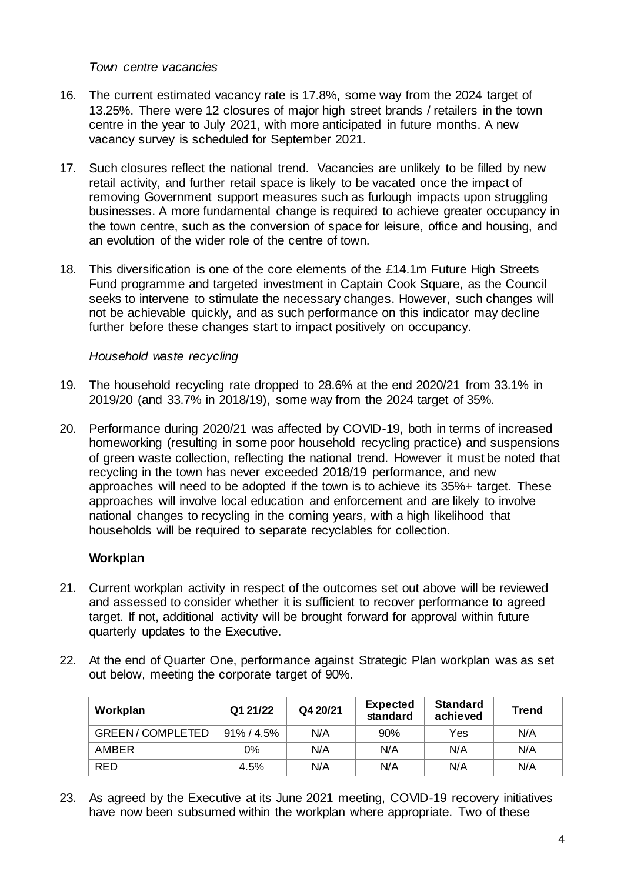*Town centre vacancies*

16. The current estimated vacancy rate is 17.8%, some way from the 2024 target of 13.25%. There were 12 closures of major high street brands / retailers in the town centre in the year to July 2021, with more anticipated in future months. A new vacancy survey is scheduled for September 2021.

17. Such closures reflect the national trend. Vacancies are unlikely to be filled by new retail activity, and further retail space is likely to be vacated once the impact of removing Government support measures such as furlough impacts upon struggling businesses. A more fundamental change is required to achieve greater occupancy in the town centre, such as the conversion of space for leisure, office and housing, and an evolution of the wider role of the centre of town.

18. This diversification is one of the core elements of the £14.1m Future High Streets Fund programme and targeted investment in Captain Cook Square, as the Council seeks to intervene to stimulate the necessary changes. However, such changes will not be achievable quickly, and as such performance on this indicator may decline further before these changes start to impact positively on occupancy.

*Household waste recycling*

19. The household recycling rate dropped to 28.6% at the end 2020/21 from 33.1% in 2019/20 (and 33.7% in 2018/19), some way from the 2024 target of 35%.

20. Performance during 2020/21 was affected by COVID-19, both in terms of increased homeworking (resulting in some poor household recycling practice) and suspensions of green waste collection, reflecting the national trend. However it must be noted that recycling in the town has never exceeded 2018/19 performance, and new approaches will need to be adopted if the town is to achieve its 35%+ target. These approaches will involve local education and enforcement and are likely to involve national changes to recycling in the coming years, with a high likelihood that households will be required to separate recyclables for collection.

**Workplan**

21. Current workplan activity in respect of the outcomes set out above will be reviewed and assessed to consider whether it is sufficient to recover performance to agreed target. If not, additional activity will be brought forward for approval within future quarterly updates to the Executive.

22. At the end of Quarter One, performance against Strategic Plan workplan was as set out below, meeting the corporate target of 90%.

| Workplan | Q1 21/22 | Q4 20/21 | Expected standard | Standard achieved | Trend |
|---|---|---|---|---|---|
| GREEN / COMPLETED | 91% / 4.5% | N/A | 90% | Yes | N/A |
| AMBER | 0% | N/A | N/A | N/A | N/A |
| RED | 4.5% | N/A | N/A | N/A | N/A |

23. As agreed by the Executive at its June 2021 meeting, COVID-19 recovery initiatives have now been subsumed within the workplan where appropriate. Two of these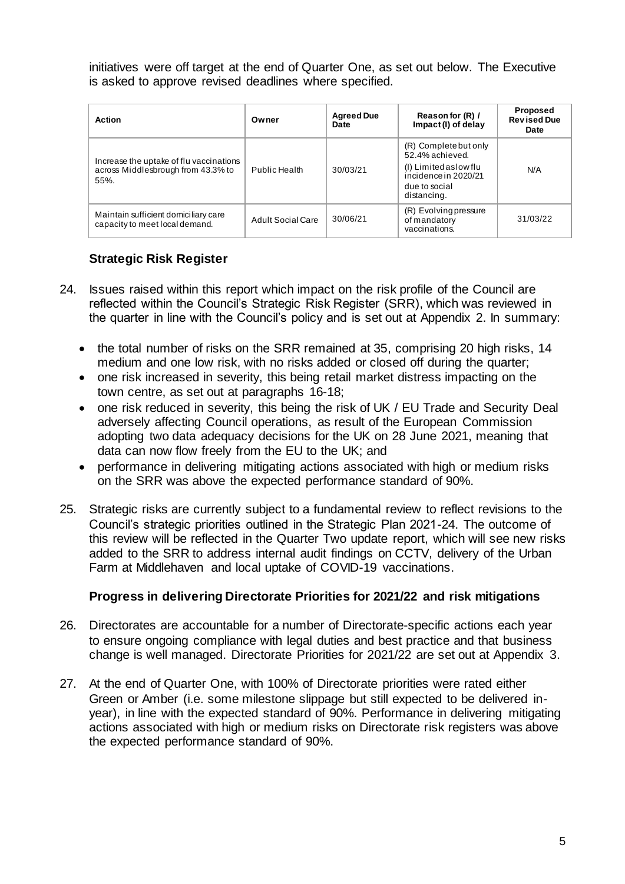initiatives were off target at the end of Quarter One, as set out below. The Executive is asked to approve revised deadlines where specified.

| Action | Owner | Agreed Due Date | Reason for (R) / Impact (I) of delay | Proposed Revised Due Date |
|---|---|---|---|---|
| Increase the uptake of flu vaccinations across Middlesbrough from 43.3% to 55%. | Public Health | 30/03/21 | (R) Complete but only 52.4% achieved. (I) Limited as low flu incidence in 2020/21 due to social distancing. | N/A |
| Maintain sufficient domiciliary care capacity to meet local demand. | Adult Social Care | 30/06/21 | (R) Evolving pressure of mandatory vaccinations. | 31/03/22 |

### Strategic Risk Register

24. Issues raised within this report which impact on the risk profile of the Council are reflected within the Council's Strategic Risk Register (SRR), which was reviewed in the quarter in line with the Council's policy and is set out at Appendix 2. In summary:

    - the total number of risks on the SRR remained at 35, comprising 20 high risks, 14 medium and one low risk, with no risks added or closed off during the quarter;
    - one risk increased in severity, this being retail market distress impacting on the town centre, as set out at paragraphs 16-18;
    - one risk reduced in severity, this being the risk of UK / EU Trade and Security Deal adversely affecting Council operations, as result of the European Commission adopting two data adequacy decisions for the UK on 28 June 2021, meaning that data can now flow freely from the EU to the UK; and
    - performance in delivering mitigating actions associated with high or medium risks on the SRR was above the expected performance standard of 90%.

25. Strategic risks are currently subject to a fundamental review to reflect revisions to the Council's strategic priorities outlined in the Strategic Plan 2021-24. The outcome of this review will be reflected in the Quarter Two update report, which will see new risks added to the SRR to address internal audit findings on CCTV, delivery of the Urban Farm at Middlehaven and local uptake of COVID-19 vaccinations.

### Progress in delivering Directorate Priorities for 2021/22 and risk mitigations

26. Directorates are accountable for a number of Directorate-specific actions each year to ensure ongoing compliance with legal duties and best practice and that business change is well managed. Directorate Priorities for 2021/22 are set out at Appendix 3.

27. At the end of Quarter One, with 100% of Directorate priorities were rated either Green or Amber (i.e. some milestone slippage but still expected to be delivered in-year), in line with the expected standard of 90%. Performance in delivering mitigating actions associated with high or medium risks on Directorate risk registers was above the expected performance standard of 90%.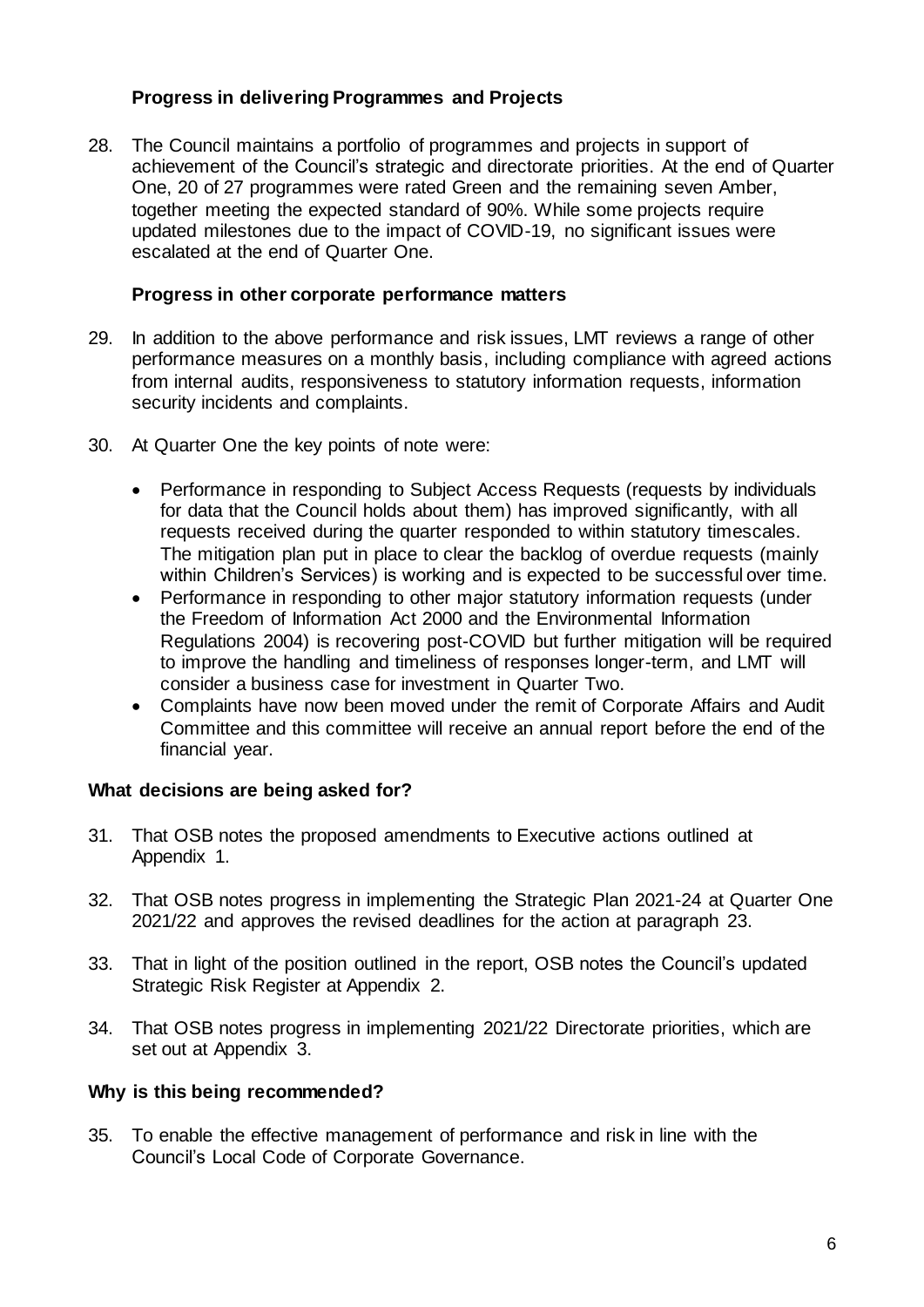### Progress in delivering Programmes and Projects

28. The Council maintains a portfolio of programmes and projects in support of achievement of the Council's strategic and directorate priorities. At the end of Quarter One, 20 of 27 programmes were rated Green and the remaining seven Amber, together meeting the expected standard of 90%. While some projects require updated milestones due to the impact of COVID-19, no significant issues were escalated at the end of Quarter One.

### Progress in other corporate performance matters

29. In addition to the above performance and risk issues, LMT reviews a range of other performance measures on a monthly basis, including compliance with agreed actions from internal audits, responsiveness to statutory information requests, information security incidents and complaints.

30. At Quarter One the key points of note were:

    - Performance in responding to Subject Access Requests (requests by individuals for data that the Council holds about them) has improved significantly, with all requests received during the quarter responded to within statutory timescales. The mitigation plan put in place to clear the backlog of overdue requests (mainly within Children's Services) is working and is expected to be successful over time.
    - Performance in responding to other major statutory information requests (under the Freedom of Information Act 2000 and the Environmental Information Regulations 2004) is recovering post-COVID but further mitigation will be required to improve the handling and timeliness of responses longer-term, and LMT will consider a business case for investment in Quarter Two.
    - Complaints have now been moved under the remit of Corporate Affairs and Audit Committee and this committee will receive an annual report before the end of the financial year.

## What decisions are being asked for?

31. That OSB notes the proposed amendments to Executive actions outlined at Appendix 1.

32. That OSB notes progress in implementing the Strategic Plan 2021-24 at Quarter One 2021/22 and approves the revised deadlines for the action at paragraph 23.

33. That in light of the position outlined in the report, OSB notes the Council's updated Strategic Risk Register at Appendix 2.

34. That OSB notes progress in implementing 2021/22 Directorate priorities, which are set out at Appendix 3.

## Why is this being recommended?

35. To enable the effective management of performance and risk in line with the Council's Local Code of Corporate Governance.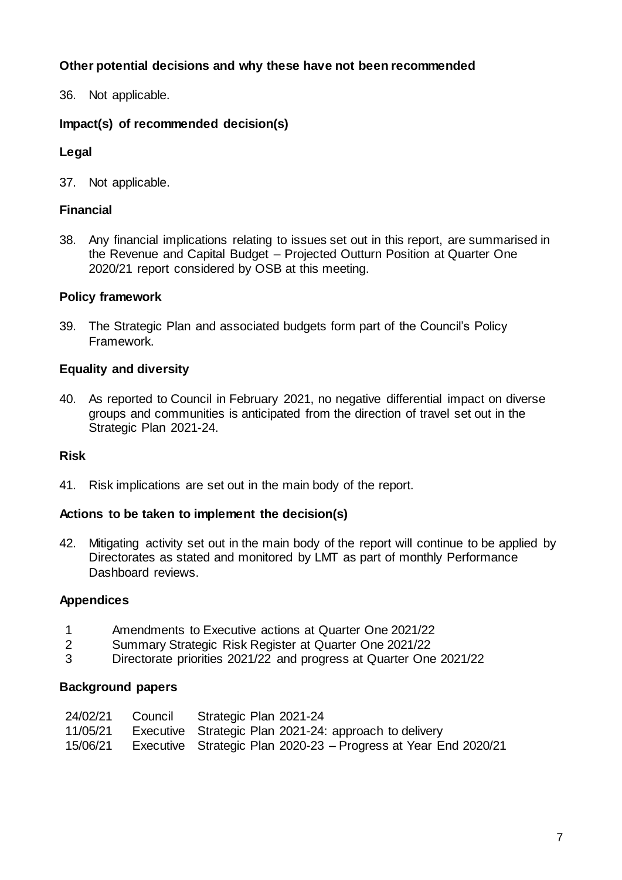**Other potential decisions and why these have not been recommended**

36. Not applicable.

**Impact(s) of recommended decision(s)**

**Legal**

37. Not applicable.

**Financial**

38. Any financial implications relating to issues set out in this report, are summarised in the Revenue and Capital Budget – Projected Outturn Position at Quarter One 2020/21 report considered by OSB at this meeting.

**Policy framework**

39. The Strategic Plan and associated budgets form part of the Council's Policy Framework.

**Equality and diversity**

40. As reported to Council in February 2021, no negative differential impact on diverse groups and communities is anticipated from the direction of travel set out in the Strategic Plan 2021-24.

**Risk**

41. Risk implications are set out in the main body of the report.

**Actions to be taken to implement the decision(s)**

42. Mitigating activity set out in the main body of the report will continue to be applied by Directorates as stated and monitored by LMT as part of monthly Performance Dashboard reviews.

**Appendices**

| | |
|---|---|
| 1 | Amendments to Executive actions at Quarter One 2021/22 |
| 2 | Summary Strategic Risk Register at Quarter One 2021/22 |
| 3 | Directorate priorities 2021/22 and progress at Quarter One 2021/22 |

**Background papers**

| | | |
|---|---|---|
| 24/02/21 | Council | Strategic Plan 2021-24 |
| 11/05/21 | Executive | Strategic Plan 2021-24: approach to delivery |
| 15/06/21 | Executive | Strategic Plan 2020-23 – Progress at Year End 2020/21 |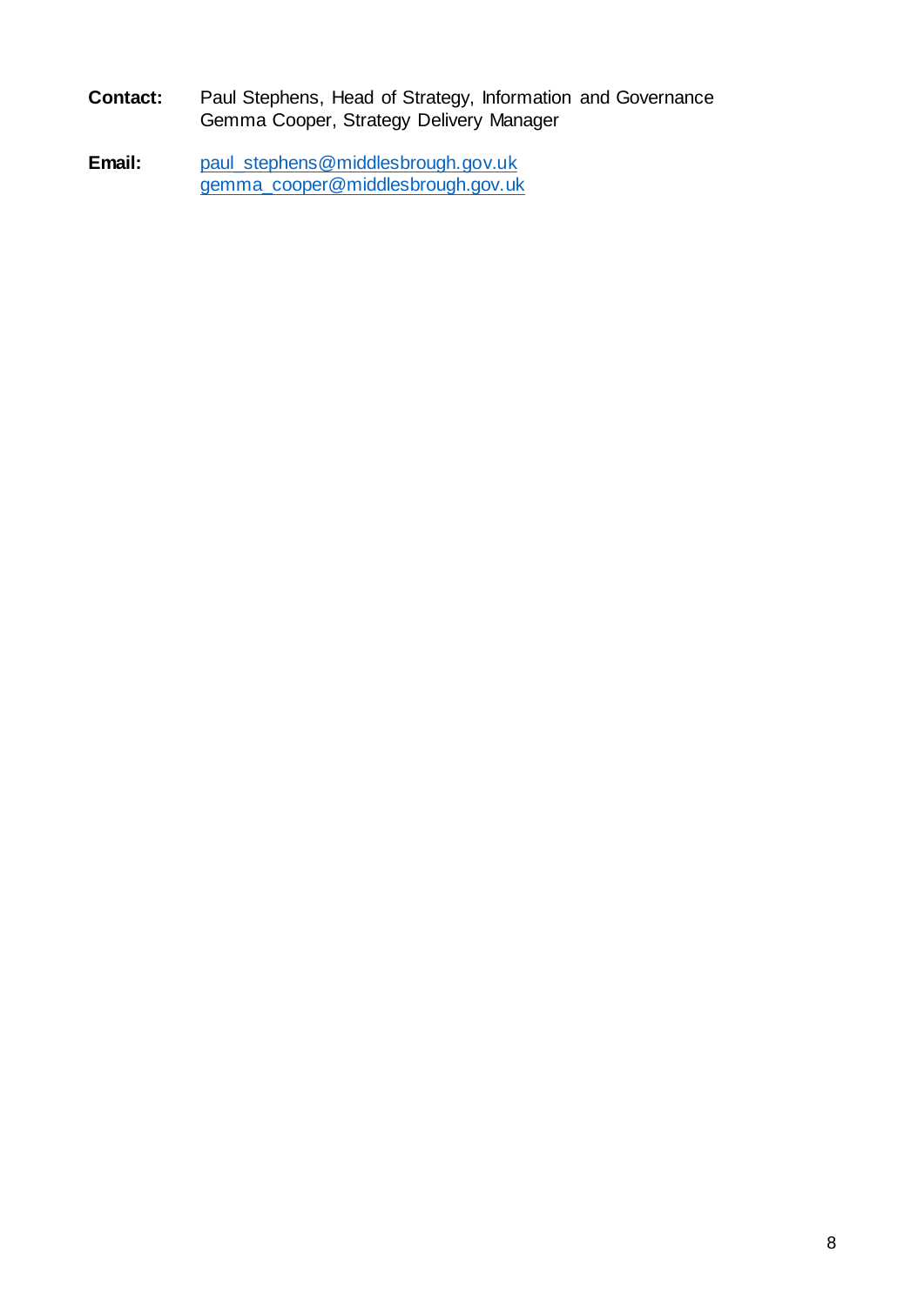**Contact:** Paul Stephens, Head of Strategy, Information and Governance
Gemma Cooper, Strategy Delivery Manager

**Email:** paul_stephens@middlesbrough.gov.uk
gemma_cooper@middlesbrough.gov.uk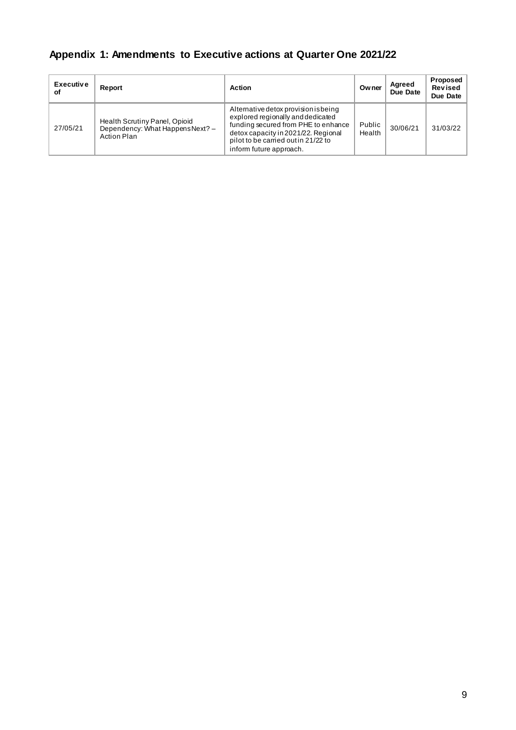## Appendix 1: Amendments to Executive actions at Quarter One 2021/22

| Executive of | Report | Action | Owner | Agreed Due Date | Proposed Revised Due Date |
|---|---|---|---|---|---|
| 27/05/21 | Health Scrutiny Panel, Opioid Dependency: What Happens Next? – Action Plan | Alternative detox provision is being explored regionally and dedicated funding secured from PHE to enhance detox capacity in 2021/22. Regional pilot to be carried out in 21/22 to inform future approach. | Public Health | 30/06/21 | 31/03/22 |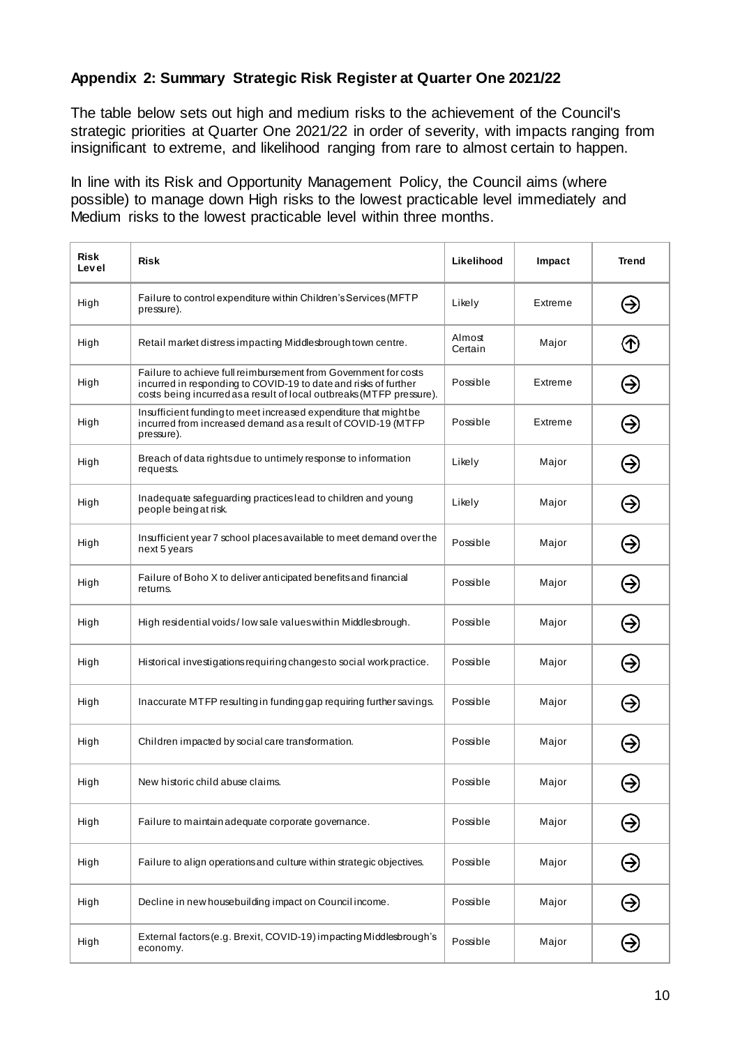## Appendix 2: Summary Strategic Risk Register at Quarter One 2021/22

The table below sets out high and medium risks to the achievement of the Council's strategic priorities at Quarter One 2021/22 in order of severity, with impacts ranging from insignificant to extreme, and likelihood ranging from rare to almost certain to happen.

In line with its Risk and Opportunity Management Policy, the Council aims (where possible) to manage down High risks to the lowest practicable level immediately and Medium risks to the lowest practicable level within three months.

| Risk Level | Risk | Likelihood | Impact | Trend |
|---|---|---|---|---|
| High | Failure to control expenditure within Children's Services (MFTP pressure). | Likely | Extreme | ➔ |
| High | Retail market distress impacting Middlesbrough town centre. | Almost Certain | Major | ↑ |
| High | Failure to achieve full reimbursement from Government for costs incurred in responding to COVID-19 to date and risks of further costs being incurred as a result of local outbreaks (MTFP pressure). | Possible | Extreme | ➔ |
| High | Insufficient funding to meet increased expenditure that might be incurred from increased demand as a result of COVID-19 (MTFP pressure). | Possible | Extreme | ➔ |
| High | Breach of data rights due to untimely response to information requests. | Likely | Major | ➔ |
| High | Inadequate safeguarding practices lead to children and young people being at risk. | Likely | Major | ➔ |
| High | Insufficient year 7 school places available to meet demand over the next 5 years | Possible | Major | ➔ |
| High | Failure of Boho X to deliver anticipated benefits and financial returns. | Possible | Major | ➔ |
| High | High residential voids / low sale values within Middlesbrough. | Possible | Major | ➔ |
| High | Historical investigations requiring changes to social work practice. | Possible | Major | ➔ |
| High | Inaccurate MTFP resulting in funding gap requiring further savings. | Possible | Major | ➔ |
| High | Children impacted by social care transformation. | Possible | Major | ➔ |
| High | New historic child abuse claims. | Possible | Major | ➔ |
| High | Failure to maintain adequate corporate governance. | Possible | Major | ➔ |
| High | Failure to align operations and culture within strategic objectives. | Possible | Major | ➔ |
| High | Decline in new housebuilding impact on Council income. | Possible | Major | ➔ |
| High | External factors (e.g. Brexit, COVID-19) impacting Middlesbrough's economy. | Possible | Major | ➔ |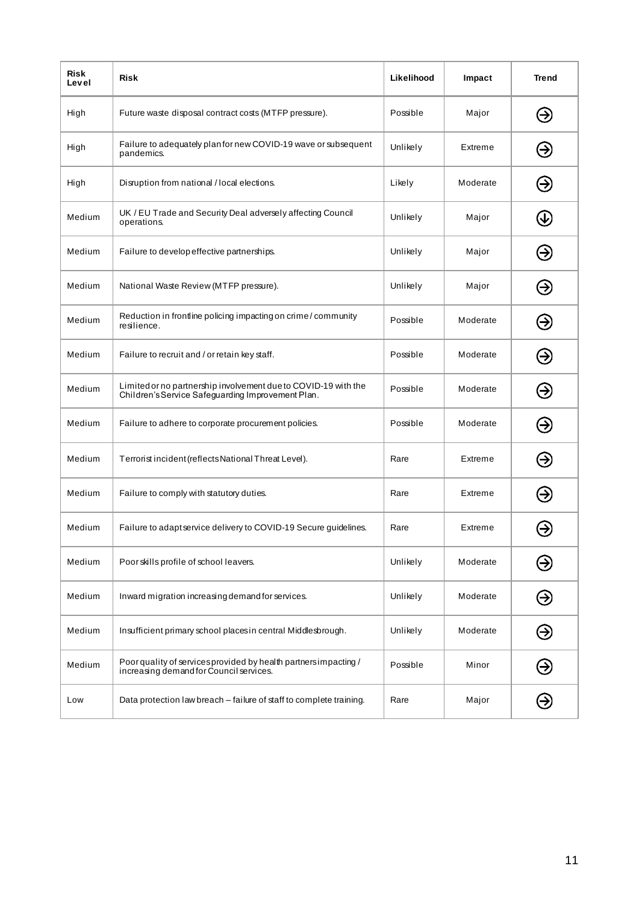| Risk Level | Risk | Likelihood | Impact | Trend |
|---|---|---|---|---|
| High | Future waste disposal contract costs (MTFP pressure). | Possible | Major | → |
| High | Failure to adequately plan for new COVID-19 wave or subsequent pandemics. | Unlikely | Extreme | → |
| High | Disruption from national / local elections. | Likely | Moderate | → |
| Medium | UK / EU Trade and Security Deal adversely affecting Council operations. | Unlikely | Major | ↓ |
| Medium | Failure to develop effective partnerships. | Unlikely | Major | → |
| Medium | National Waste Review (MTFP pressure). | Unlikely | Major | → |
| Medium | Reduction in frontline policing impacting on crime / community resilience. | Possible | Moderate | → |
| Medium | Failure to recruit and / or retain key staff. | Possible | Moderate | → |
| Medium | Limited or no partnership involvement due to COVID-19 with the Children's Service Safeguarding Improvement Plan. | Possible | Moderate | → |
| Medium | Failure to adhere to corporate procurement policies. | Possible | Moderate | → |
| Medium | Terrorist incident (reflects National Threat Level). | Rare | Extreme | → |
| Medium | Failure to comply with statutory duties. | Rare | Extreme | → |
| Medium | Failure to adapt service delivery to COVID-19 Secure guidelines. | Rare | Extreme | → |
| Medium | Poor skills profile of school leavers. | Unlikely | Moderate | → |
| Medium | Inward migration increasing demand for services. | Unlikely | Moderate | → |
| Medium | Insufficient primary school places in central Middlesbrough. | Unlikely | Moderate | → |
| Medium | Poor quality of services provided by health partners impacting / increasing demand for Council services. | Possible | Minor | → |
| Low | Data protection law breach – failure of staff to complete training. | Rare | Major | → |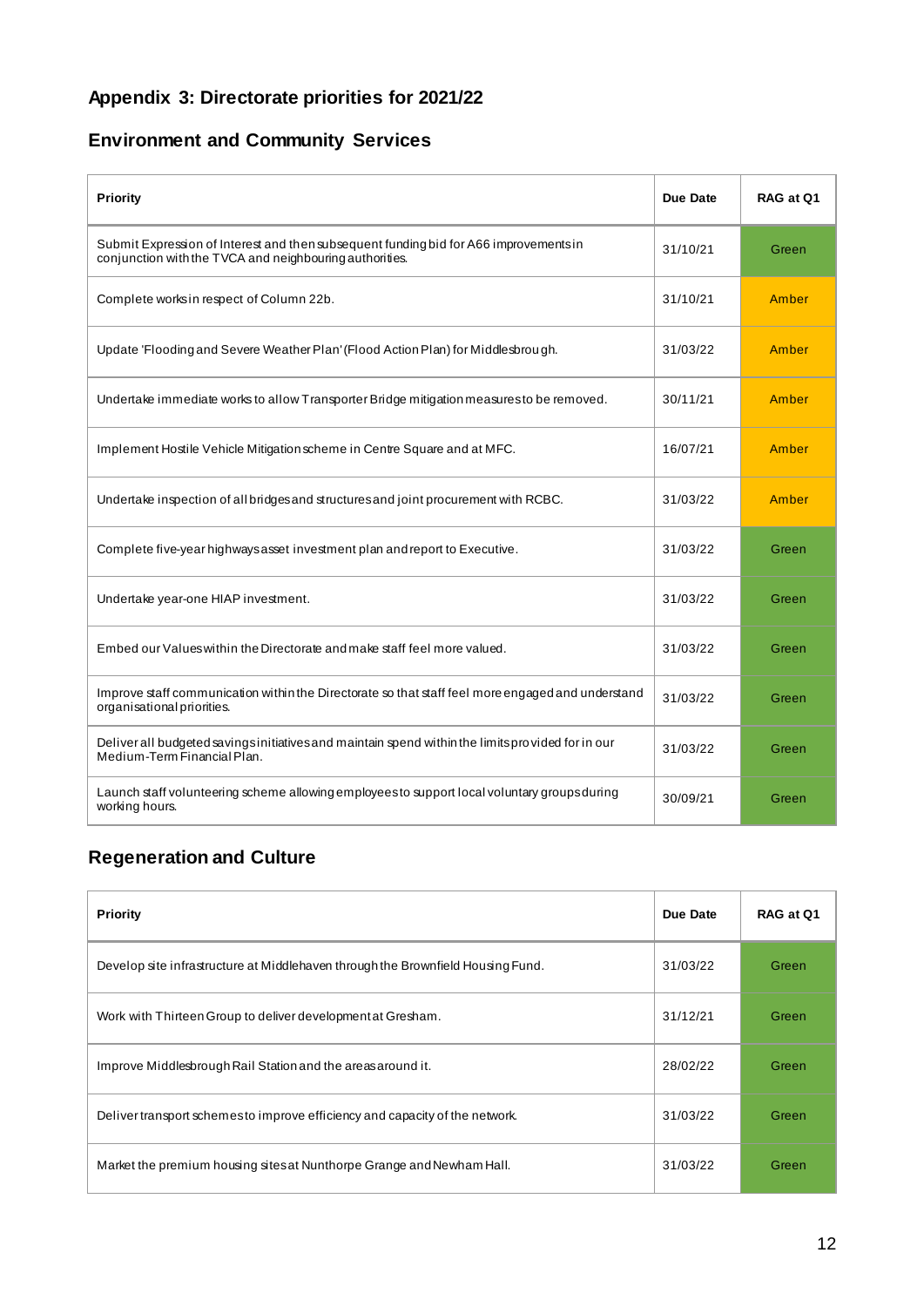## Appendix 3: Directorate priorities for 2021/22

### Environment and Community Services

| Priority | Due Date | RAG at Q1 |
|---|---|---|
| Submit Expression of Interest and then subsequent funding bid for A66 improvements in conjunction with the TVCA and neighbouring authorities. | 31/10/21 | Green |
| Complete works in respect of Column 22b. | 31/10/21 | Amber |
| Update 'Flooding and Severe Weather Plan' (Flood Action Plan) for Middlesbrough. | 31/03/22 | Amber |
| Undertake immediate works to allow Transporter Bridge mitigation measures to be removed. | 30/11/21 | Amber |
| Implement Hostile Vehicle Mitigation scheme in Centre Square and at MFC. | 16/07/21 | Amber |
| Undertake inspection of all bridges and structures and joint procurement with RCBC. | 31/03/22 | Amber |
| Complete five-year highways asset investment plan and report to Executive. | 31/03/22 | Green |
| Undertake year-one HIAP investment. | 31/03/22 | Green |
| Embed our Values within the Directorate and make staff feel more valued. | 31/03/22 | Green |
| Improve staff communication within the Directorate so that staff feel more engaged and understand organisational priorities. | 31/03/22 | Green |
| Deliver all budgeted savings initiatives and maintain spend within the limits provided for in our Medium-Term Financial Plan. | 31/03/22 | Green |
| Launch staff volunteering scheme allowing employees to support local voluntary groups during working hours. | 30/09/21 | Green |

### Regeneration and Culture

| Priority | Due Date | RAG at Q1 |
|---|---|---|
| Develop site infrastructure at Middlehaven through the Brownfield Housing Fund. | 31/03/22 | Green |
| Work with Thirteen Group to deliver development at Gresham. | 31/12/21 | Green |
| Improve Middlesbrough Rail Station and the areas around it. | 28/02/22 | Green |
| Deliver transport schemes to improve efficiency and capacity of the network. | 31/03/22 | Green |
| Market the premium housing sites at Nunthorpe Grange and Newham Hall. | 31/03/22 | Green |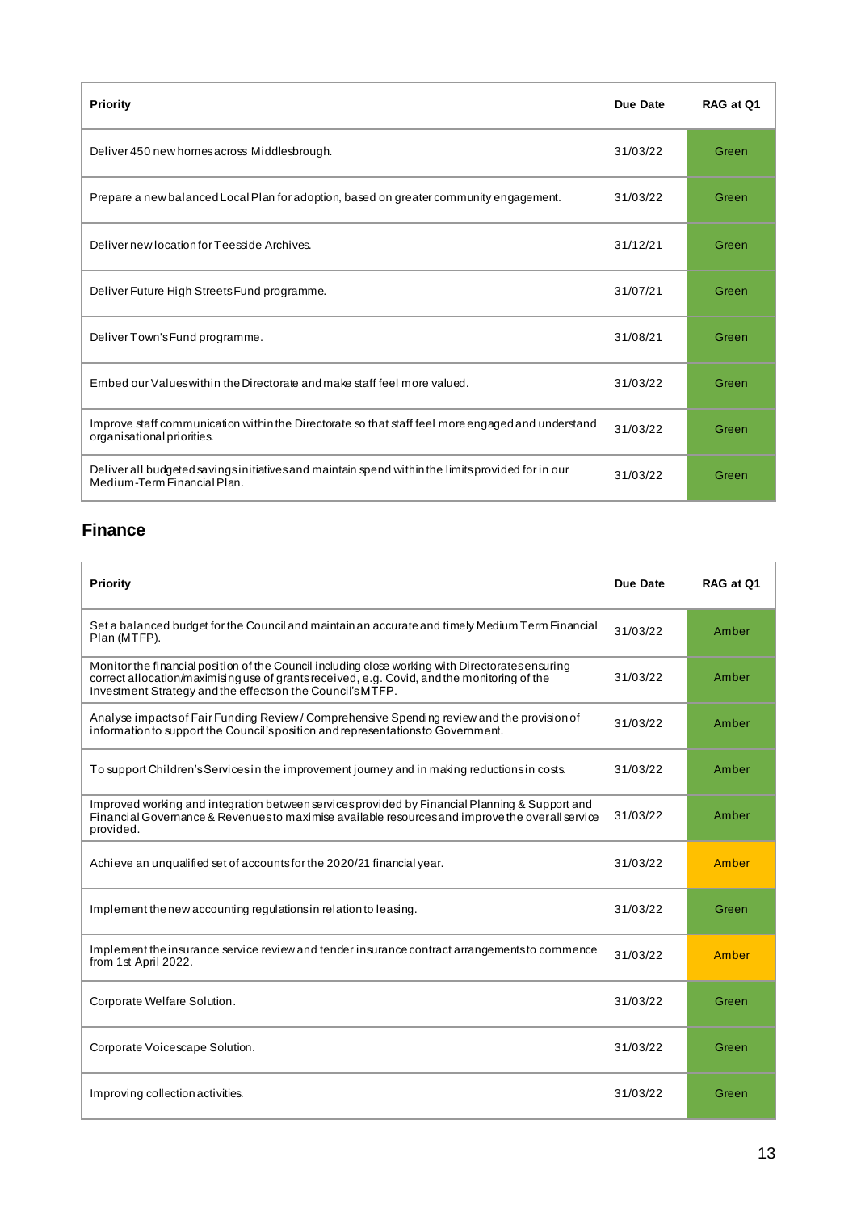| Priority | Due Date | RAG at Q1 |
|---|---|---|
| Deliver 450 new homes across Middlesbrough. | 31/03/22 | Green |
| Prepare a new balanced Local Plan for adoption, based on greater community engagement. | 31/03/22 | Green |
| Deliver new location for Teesside Archives. | 31/12/21 | Green |
| Deliver Future High Streets Fund programme. | 31/07/21 | Green |
| Deliver Town's Fund programme. | 31/08/21 | Green |
| Embed our Values within the Directorate and make staff feel more valued. | 31/03/22 | Green |
| Improve staff communication within the Directorate so that staff feel more engaged and understand organisational priorities. | 31/03/22 | Green |
| Deliver all budgeted savings initiatives and maintain spend within the limits provided for in our Medium-Term Financial Plan. | 31/03/22 | Green |

## Finance

| Priority | Due Date | RAG at Q1 |
|---|---|---|
| Set a balanced budget for the Council and maintain an accurate and timely Medium Term Financial Plan (MTFP). | 31/03/22 | Amber |
| Monitor the financial position of the Council including close working with Directorates ensuring correct allocation/maximising use of grants received, e.g. Covid, and the monitoring of the Investment Strategy and the effects on the Council's MTFP. | 31/03/22 | Amber |
| Analyse impacts of Fair Funding Review / Comprehensive Spending review and the provision of information to support the Council's position and representations to Government. | 31/03/22 | Amber |
| To support Children's Services in the improvement journey and in making reductions in costs. | 31/03/22 | Amber |
| Improved working and integration between services provided by Financial Planning & Support and Financial Governance & Revenues to maximise available resources and improve the overall service provided. | 31/03/22 | Amber |
| Achieve an unqualified set of accounts for the 2020/21 financial year. | 31/03/22 | Amber |
| Implement the new accounting regulations in relation to leasing. | 31/03/22 | Green |
| Implement the insurance service review and tender insurance contract arrangements to commence from 1st April 2022. | 31/03/22 | Amber |
| Corporate Welfare Solution. | 31/03/22 | Green |
| Corporate Voicescape Solution. | 31/03/22 | Green |
| Improving collection activities. | 31/03/22 | Green |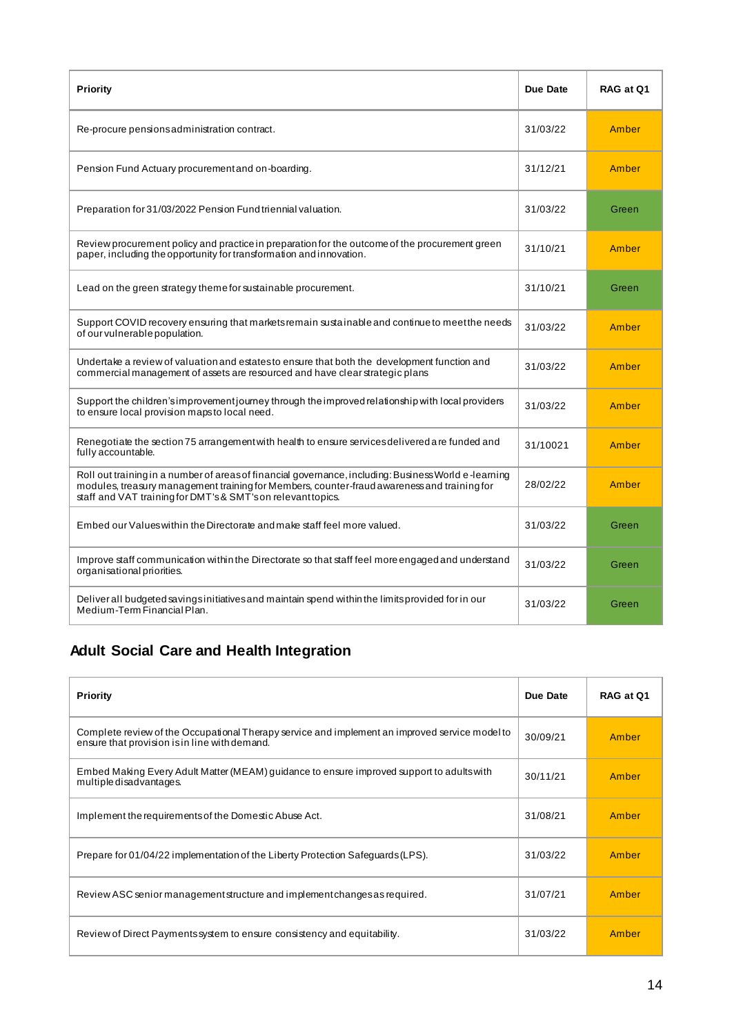| Priority | Due Date | RAG at Q1 |
|---|---|---|
| Re-procure pensions administration contract. | 31/03/22 | Amber |
| Pension Fund Actuary procurement and on-boarding. | 31/12/21 | Amber |
| Preparation for 31/03/2022 Pension Fund triennial valuation. | 31/03/22 | Green |
| Review procurement policy and practice in preparation for the outcome of the procurement green paper, including the opportunity for transformation and innovation. | 31/10/21 | Amber |
| Lead on the green strategy theme for sustainable procurement. | 31/10/21 | Green |
| Support COVID recovery ensuring that markets remain sustainable and continue to meet the needs of our vulnerable population. | 31/03/22 | Amber |
| Undertake a review of valuation and estates to ensure that both the development function and commercial management of assets are resourced and have clear strategic plans | 31/03/22 | Amber |
| Support the children's improvement journey through the improved relationship with local providers to ensure local provision maps to local need. | 31/03/22 | Amber |
| Renegotiate the section 75 arrangement with health to ensure services delivered are funded and fully accountable. | 31/10021 | Amber |
| Roll out training in a number of areas of financial governance, including: Business World e-learning modules, treasury management training for Members, counter-fraud awareness and training for staff and VAT training for DMT's & SMT's on relevant topics. | 28/02/22 | Amber |
| Embed our Values within the Directorate and make staff feel more valued. | 31/03/22 | Green |
| Improve staff communication within the Directorate so that staff feel more engaged and understand organisational priorities. | 31/03/22 | Green |
| Deliver all budgeted savings initiatives and maintain spend within the limits provided for in our Medium-Term Financial Plan. | 31/03/22 | Green |

## Adult Social Care and Health Integration

| Priority | Due Date | RAG at Q1 |
|---|---|---|
| Complete review of the Occupational Therapy service and implement an improved service model to ensure that provision is in line with demand. | 30/09/21 | Amber |
| Embed Making Every Adult Matter (MEAM) guidance to ensure improved support to adults with multiple disadvantages. | 30/11/21 | Amber |
| Implement the requirements of the Domestic Abuse Act. | 31/08/21 | Amber |
| Prepare for 01/04/22 implementation of the Liberty Protection Safeguards (LPS). | 31/03/22 | Amber |
| Review ASC senior management structure and implement changes as required. | 31/07/21 | Amber |
| Review of Direct Payments system to ensure consistency and equitability. | 31/03/22 | Amber |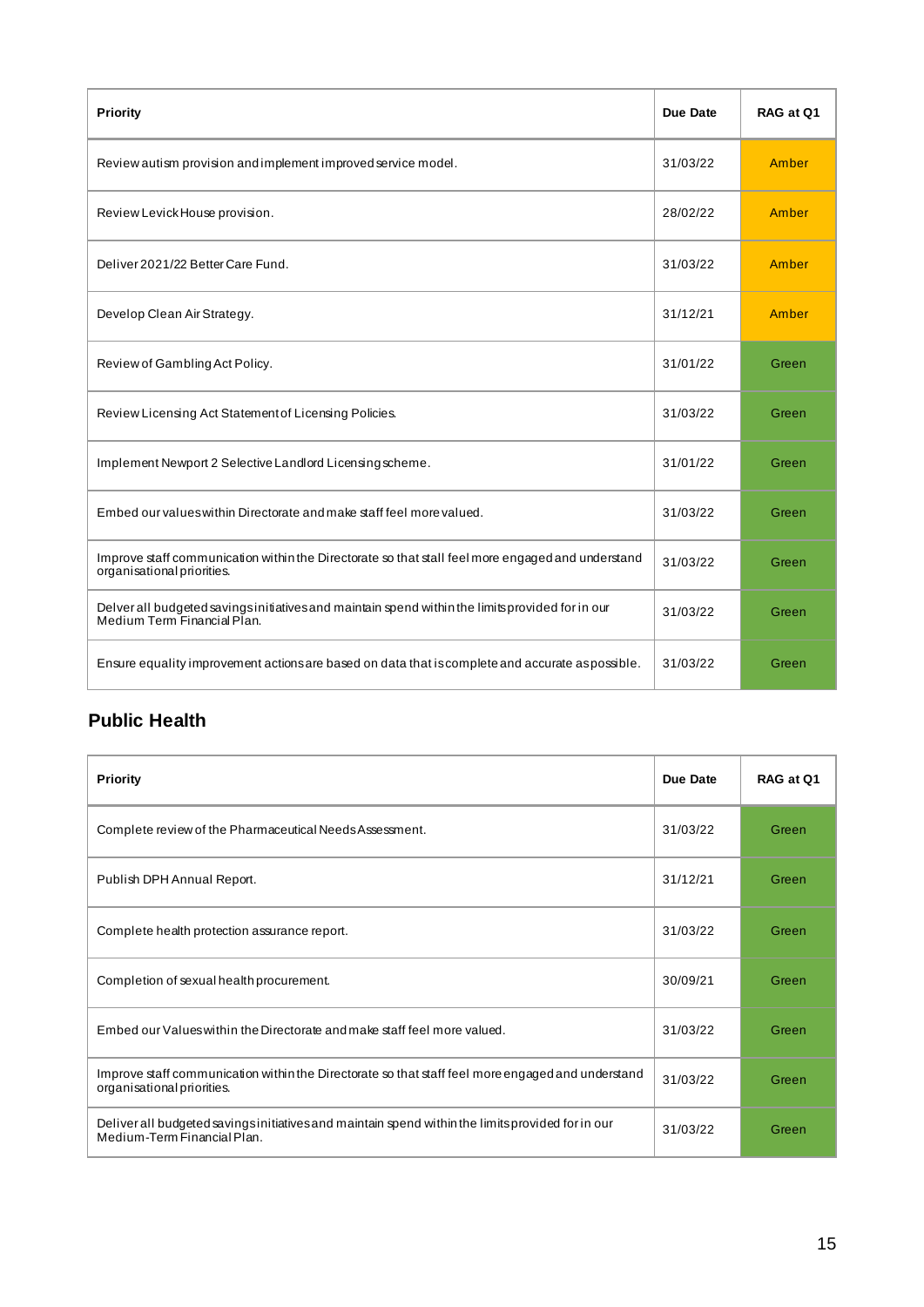| Priority | Due Date | RAG at Q1 |
|---|---|---|
| Review autism provision and implement improved service model. | 31/03/22 | Amber |
| Review Levick House provision. | 28/02/22 | Amber |
| Deliver 2021/22 Better Care Fund. | 31/03/22 | Amber |
| Develop Clean Air Strategy. | 31/12/21 | Amber |
| Review of Gambling Act Policy. | 31/01/22 | Green |
| Review Licensing Act Statement of Licensing Policies. | 31/03/22 | Green |
| Implement Newport 2 Selective Landlord Licensing scheme. | 31/01/22 | Green |
| Embed our values within Directorate and make staff feel more valued. | 31/03/22 | Green |
| Improve staff communication within the Directorate so that stall feel more engaged and understand organisational priorities. | 31/03/22 | Green |
| Delver all budgeted savings initiatives and maintain spend within the limits provided for in our Medium Term Financial Plan. | 31/03/22 | Green |
| Ensure equality improvement actions are based on data that is complete and accurate as possible. | 31/03/22 | Green |

## Public Health

| Priority | Due Date | RAG at Q1 |
|---|---|---|
| Complete review of the Pharmaceutical Needs Assessment. | 31/03/22 | Green |
| Publish DPH Annual Report. | 31/12/21 | Green |
| Complete health protection assurance report. | 31/03/22 | Green |
| Completion of sexual health procurement. | 30/09/21 | Green |
| Embed our Values within the Directorate and make staff feel more valued. | 31/03/22 | Green |
| Improve staff communication within the Directorate so that staff feel more engaged and understand organisational priorities. | 31/03/22 | Green |
| Deliver all budgeted savings initiatives and maintain spend within the limits provided for in our Medium-Term Financial Plan. | 31/03/22 | Green |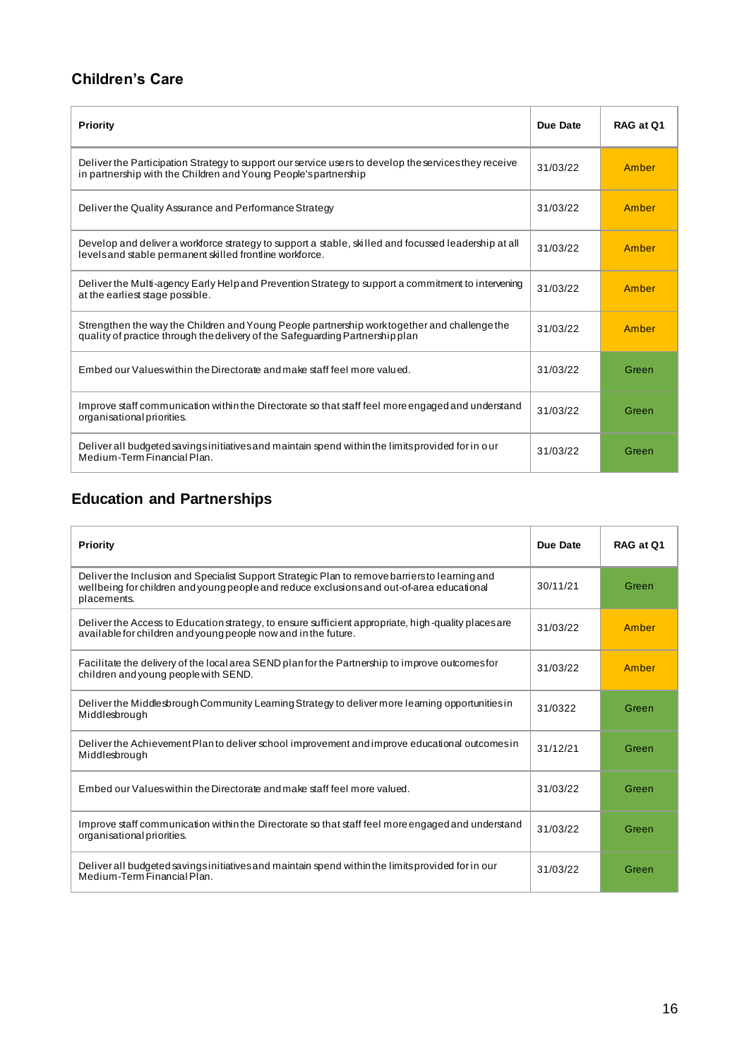## Children's Care

| Priority | Due Date | RAG at Q1 |
|---|---|---|
| Deliver the Participation Strategy to support our service users to develop the services they receive in partnership with the Children and Young People's partnership | 31/03/22 | Amber |
| Deliver the Quality Assurance and Performance Strategy | 31/03/22 | Amber |
| Develop and deliver a workforce strategy to support a stable, skilled and focussed leadership at all levels and stable permanent skilled frontline workforce. | 31/03/22 | Amber |
| Deliver the Multi-agency Early Help and Prevention Strategy to support a commitment to intervening at the earliest stage possible. | 31/03/22 | Amber |
| Strengthen the way the Children and Young People partnership work together and challenge the quality of practice through the delivery of the Safeguarding Partnership plan | 31/03/22 | Amber |
| Embed our Values within the Directorate and make staff feel more valued. | 31/03/22 | Green |
| Improve staff communication within the Directorate so that staff feel more engaged and understand organisational priorities. | 31/03/22 | Green |
| Deliver all budgeted savings initiatives and maintain spend within the limits provided for in our Medium-Term Financial Plan. | 31/03/22 | Green |

## Education and Partnerships

| Priority | Due Date | RAG at Q1 |
|---|---|---|
| Deliver the Inclusion and Specialist Support Strategic Plan to remove barriers to learning and wellbeing for children and young people and reduce exclusions and out-of-area educational placements. | 30/11/21 | Green |
| Deliver the Access to Education strategy, to ensure sufficient appropriate, high-quality places are available for children and young people now and in the future. | 31/03/22 | Amber |
| Facilitate the delivery of the local area SEND plan for the Partnership to improve outcomes for children and young people with SEND. | 31/03/22 | Amber |
| Deliver the Middlesbrough Community Learning Strategy to deliver more learning opportunities in Middlesbrough | 31/0322 | Green |
| Deliver the Achievement Plan to deliver school improvement and improve educational outcomes in Middlesbrough | 31/12/21 | Green |
| Embed our Values within the Directorate and make staff feel more valued. | 31/03/22 | Green |
| Improve staff communication within the Directorate so that staff feel more engaged and understand organisational priorities. | 31/03/22 | Green |
| Deliver all budgeted savings initiatives and maintain spend within the limits provided for in our Medium-Term Financial Plan. | 31/03/22 | Green |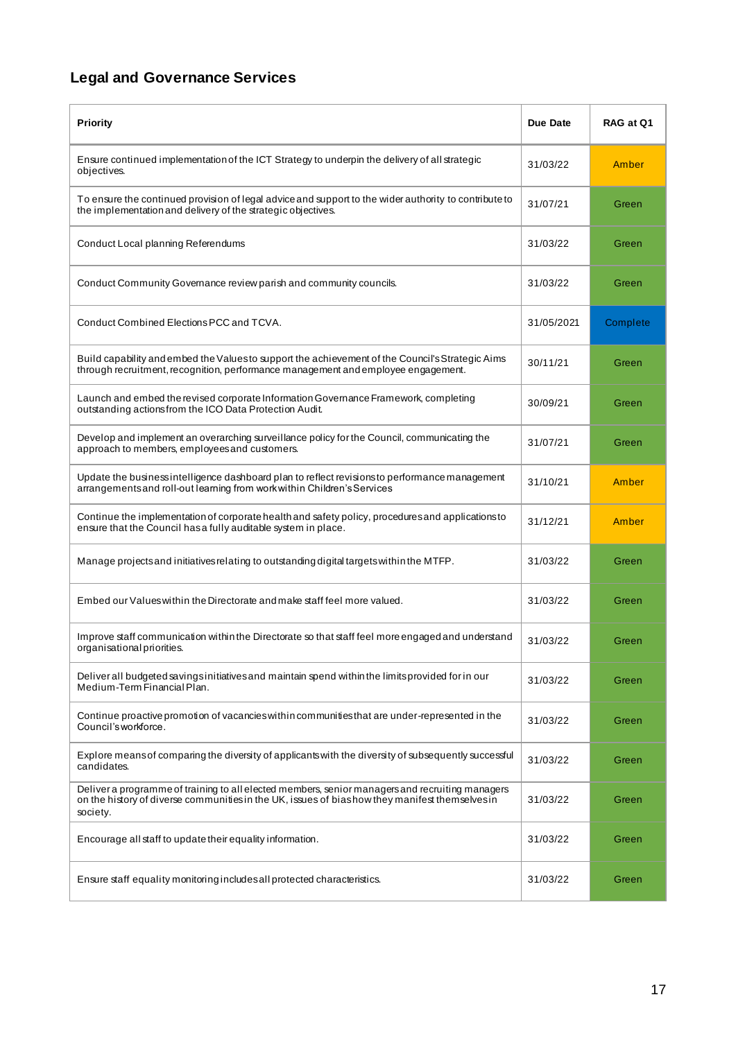## Legal and Governance Services

| Priority | Due Date | RAG at Q1 |
|---|---|---|
| Ensure continued implementation of the ICT Strategy to underpin the delivery of all strategic objectives. | 31/03/22 | Amber |
| To ensure the continued provision of legal advice and support to the wider authority to contribute to the implementation and delivery of the strategic objectives. | 31/07/21 | Green |
| Conduct Local planning Referendums | 31/03/22 | Green |
| Conduct Community Governance review parish and community councils. | 31/03/22 | Green |
| Conduct Combined Elections PCC and TCVA. | 31/05/2021 | Complete |
| Build capability and embed the Values to support the achievement of the Council's Strategic Aims through recruitment, recognition, performance management and employee engagement. | 30/11/21 | Green |
| Launch and embed the revised corporate Information Governance Framework, completing outstanding actions from the ICO Data Protection Audit. | 30/09/21 | Green |
| Develop and implement an overarching surveillance policy for the Council, communicating the approach to members, employees and customers. | 31/07/21 | Green |
| Update the business intelligence dashboard plan to reflect revisions to performance management arrangements and roll-out learning from work within Children's Services | 31/10/21 | Amber |
| Continue the implementation of corporate health and safety policy, procedures and applications to ensure that the Council has a fully auditable system in place. | 31/12/21 | Amber |
| Manage projects and initiatives relating to outstanding digital targets within the MTFP. | 31/03/22 | Green |
| Embed our Values within the Directorate and make staff feel more valued. | 31/03/22 | Green |
| Improve staff communication within the Directorate so that staff feel more engaged and understand organisational priorities. | 31/03/22 | Green |
| Deliver all budgeted savings initiatives and maintain spend within the limits provided for in our Medium-Term Financial Plan. | 31/03/22 | Green |
| Continue proactive promotion of vacancies within communities that are under-represented in the Council's workforce. | 31/03/22 | Green |
| Explore means of comparing the diversity of applicants with the diversity of subsequently successful candidates. | 31/03/22 | Green |
| Deliver a programme of training to all elected members, senior managers and recruiting managers on the history of diverse communities in the UK, issues of bias how they manifest themselves in society. | 31/03/22 | Green |
| Encourage all staff to update their equality information. | 31/03/22 | Green |
| Ensure staff equality monitoring includes all protected characteristics. | 31/03/22 | Green |